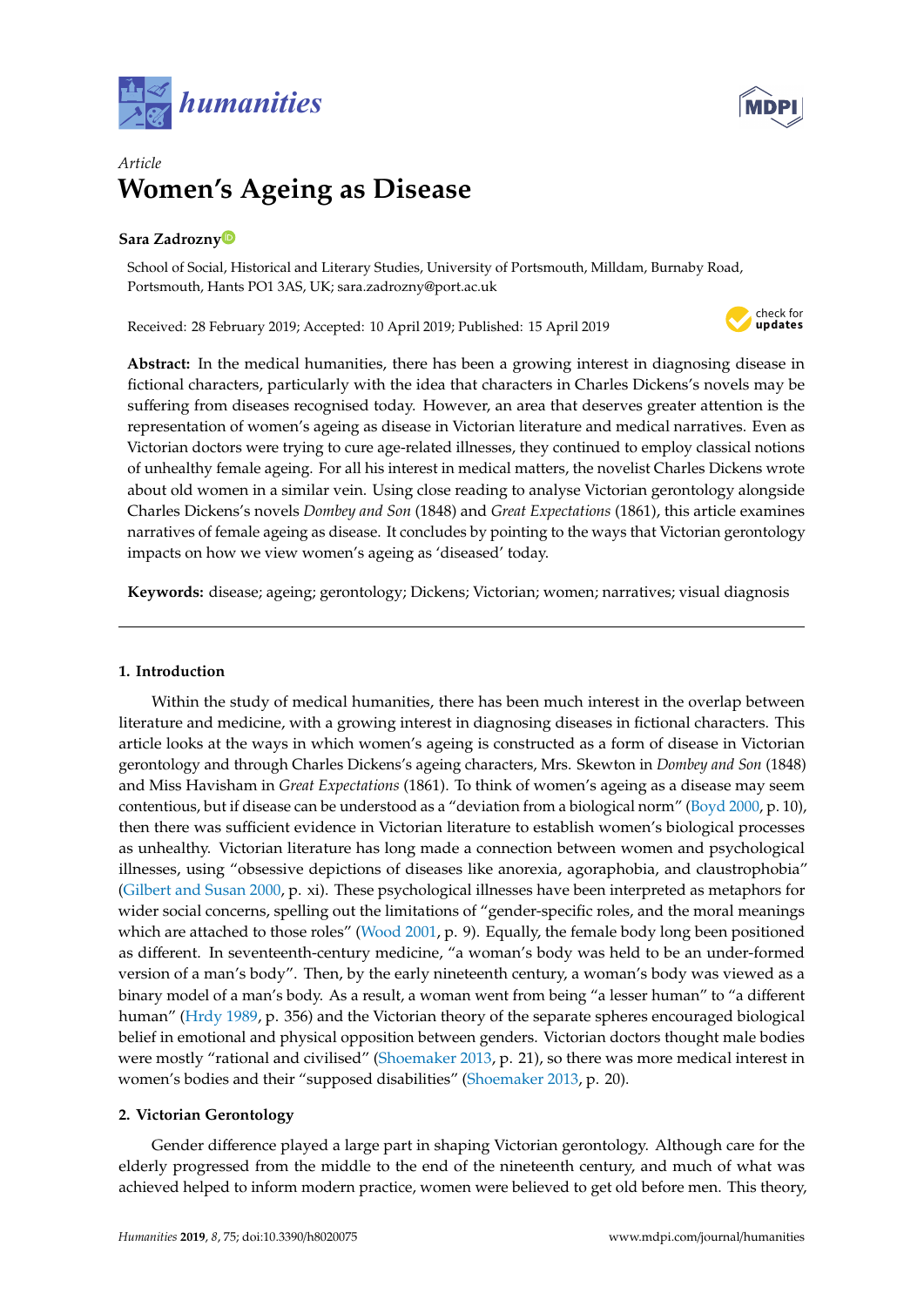*Article*

# Women's Ageing as Disease

**Sara Zadrozny**

School of Social, Historical and Literary Studies, University of Portsmouth, Milldam, Burnaby Road, Portsmouth, Hants PO1 3AS, UK; sara.zadrozny@port.ac.uk

Received: 28 February 2019; Accepted: 10 April 2019; Published: 15 April 2019

**Abstract:** In the medical humanities, there has been a growing interest in diagnosing disease in fictional characters, particularly with the idea that characters in Charles Dickens's novels may be suffering from diseases recognised today. However, an area that deserves greater attention is the representation of women's ageing as disease in Victorian literature and medical narratives. Even as Victorian doctors were trying to cure age-related illnesses, they continued to employ classical notions of unhealthy female ageing. For all his interest in medical matters, the novelist Charles Dickens wrote about old women in a similar vein. Using close reading to analyse Victorian gerontology alongside Charles Dickens's novels *Dombey and Son* (1848) and *Great Expectations* (1861), this article examines narratives of female ageing as disease. It concludes by pointing to the ways that Victorian gerontology impacts on how we view women's ageing as 'diseased' today.

**Keywords:** disease; ageing; gerontology; Dickens; Victorian; women; narratives; visual diagnosis

## 1. Introduction

Within the study of medical humanities, there has been much interest in the overlap between literature and medicine, with a growing interest in diagnosing diseases in fictional characters. This article looks at the ways in which women's ageing is constructed as a form of disease in Victorian gerontology and through Charles Dickens's ageing characters, Mrs. Skewton in *Dombey and Son* (1848) and Miss Havisham in *Great Expectations* (1861). To think of women's ageing as a disease may seem contentious, but if disease can be understood as a "deviation from a biological norm" (Boyd 2000, p. 10), then there was sufficient evidence in Victorian literature to establish women's biological processes as unhealthy. Victorian literature has long made a connection between women and psychological illnesses, using "obsessive depictions of diseases like anorexia, agoraphobia, and claustrophobia" (Gilbert and Susan 2000, p. xi). These psychological illnesses have been interpreted as metaphors for wider social concerns, spelling out the limitations of "gender-specific roles, and the moral meanings which are attached to those roles" (Wood 2001, p. 9). Equally, the female body long been positioned as different. In seventeenth-century medicine, "a woman's body was held to be an under-formed version of a man's body". Then, by the early nineteenth century, a woman's body was viewed as a binary model of a man's body. As a result, a woman went from being "a lesser human" to "a different human" (Hrdy 1989, p. 356) and the Victorian theory of the separate spheres encouraged biological belief in emotional and physical opposition between genders. Victorian doctors thought male bodies were mostly "rational and civilised" (Shoemaker 2013, p. 21), so there was more medical interest in women's bodies and their "supposed disabilities" (Shoemaker 2013, p. 20).

## 2. Victorian Gerontology

Gender difference played a large part in shaping Victorian gerontology. Although care for the elderly progressed from the middle to the end of the nineteenth century, and much of what was achieved helped to inform modern practice, women were believed to get old before men. This theory,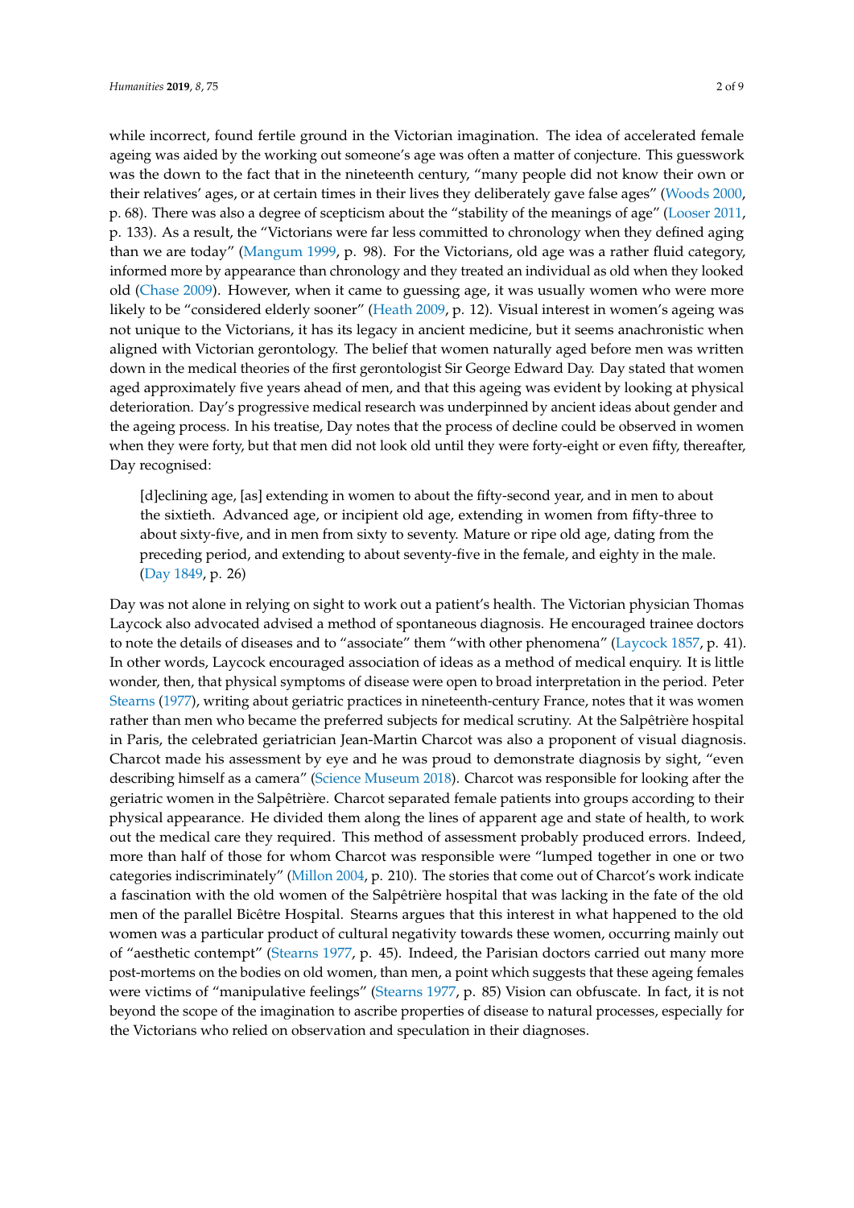while incorrect, found fertile ground in the Victorian imagination. The idea of accelerated female ageing was aided by the working out someone's age was often a matter of conjecture. This guesswork was the down to the fact that in the nineteenth century, "many people did not know their own or their relatives' ages, or at certain times in their lives they deliberately gave false ages" (Woods 2000, p. 68). There was also a degree of scepticism about the "stability of the meanings of age" (Looser 2011, p. 133). As a result, the "Victorians were far less committed to chronology when they defined aging than we are today" (Mangum 1999, p. 98). For the Victorians, old age was a rather fluid category, informed more by appearance than chronology and they treated an individual as old when they looked old (Chase 2009). However, when it came to guessing age, it was usually women who were more likely to be "considered elderly sooner" (Heath 2009, p. 12). Visual interest in women's ageing was not unique to the Victorians, it has its legacy in ancient medicine, but it seems anachronistic when aligned with Victorian gerontology. The belief that women naturally aged before men was written down in the medical theories of the first gerontologist Sir George Edward Day. Day stated that women aged approximately five years ahead of men, and that this ageing was evident by looking at physical deterioration. Day's progressive medical research was underpinned by ancient ideas about gender and the ageing process. In his treatise, Day notes that the process of decline could be observed in women when they were forty, but that men did not look old until they were forty-eight or even fifty, thereafter, Day recognised:

> [d]eclining age, [as] extending in women to about the fifty-second year, and in men to about the sixtieth. Advanced age, or incipient old age, extending in women from fifty-three to about sixty-five, and in men from sixty to seventy. Mature or ripe old age, dating from the preceding period, and extending to about seventy-five in the female, and eighty in the male. (Day 1849, p. 26)

Day was not alone in relying on sight to work out a patient's health. The Victorian physician Thomas Laycock also advocated advised a method of spontaneous diagnosis. He encouraged trainee doctors to note the details of diseases and to "associate" them "with other phenomena" (Laycock 1857, p. 41). In other words, Laycock encouraged association of ideas as a method of medical enquiry. It is little wonder, then, that physical symptoms of disease were open to broad interpretation in the period. Peter Stearns (1977), writing about geriatric practices in nineteenth-century France, notes that it was women rather than men who became the preferred subjects for medical scrutiny. At the Salpêtrière hospital in Paris, the celebrated geriatrician Jean-Martin Charcot was also a proponent of visual diagnosis. Charcot made his assessment by eye and he was proud to demonstrate diagnosis by sight, "even describing himself as a camera" (Science Museum 2018). Charcot was responsible for looking after the geriatric women in the Salpêtrière. Charcot separated female patients into groups according to their physical appearance. He divided them along the lines of apparent age and state of health, to work out the medical care they required. This method of assessment probably produced errors. Indeed, more than half of those for whom Charcot was responsible were "lumped together in one or two categories indiscriminately" (Millon 2004, p. 210). The stories that come out of Charcot's work indicate a fascination with the old women of the Salpêtrière hospital that was lacking in the fate of the old men of the parallel Bicêtre Hospital. Stearns argues that this interest in what happened to the old women was a particular product of cultural negativity towards these women, occurring mainly out of "aesthetic contempt" (Stearns 1977, p. 45). Indeed, the Parisian doctors carried out many more post-mortems on the bodies on old women, than men, a point which suggests that these ageing females were victims of "manipulative feelings" (Stearns 1977, p. 85) Vision can obfuscate. In fact, it is not beyond the scope of the imagination to ascribe properties of disease to natural processes, especially for the Victorians who relied on observation and speculation in their diagnoses.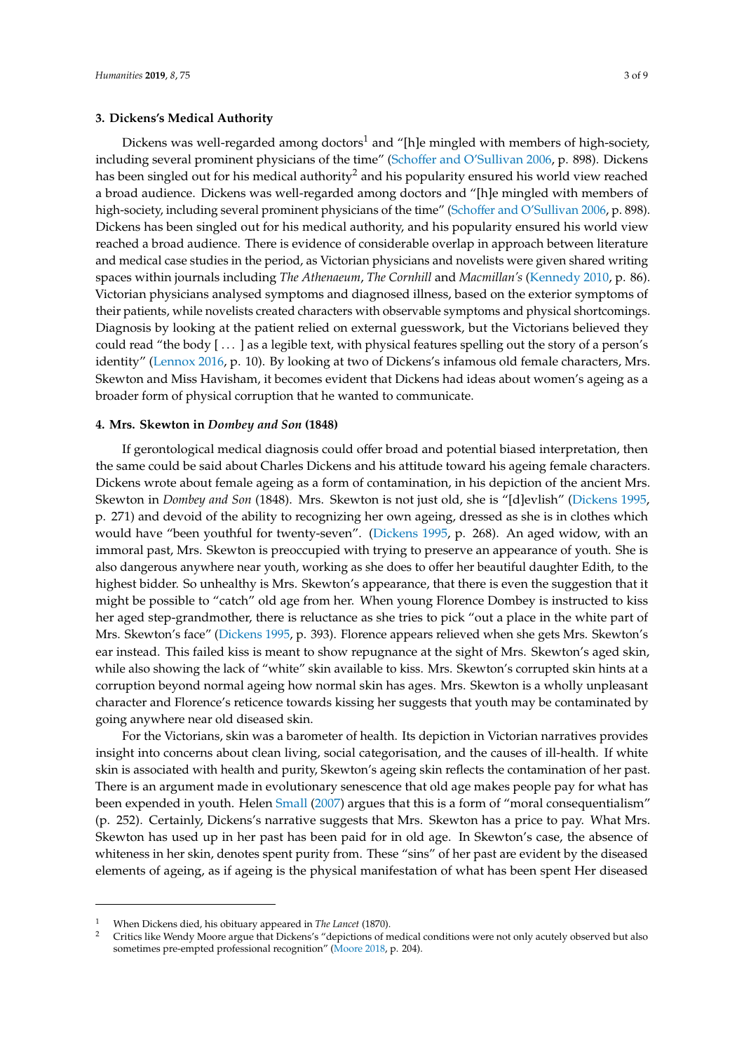## 3. Dickens's Medical Authority

Dickens was well-regarded among doctors[1] and "[h]e mingled with members of high-society, including several prominent physicians of the time" (Schoffer and O'Sullivan 2006, p. 898). Dickens has been singled out for his medical authority[2] and his popularity ensured his world view reached a broad audience. Dickens was well-regarded among doctors and "[h]e mingled with members of high-society, including several prominent physicians of the time" (Schoffer and O'Sullivan 2006, p. 898). Dickens has been singled out for his medical authority, and his popularity ensured his world view reached a broad audience. There is evidence of considerable overlap in approach between literature and medical case studies in the period, as Victorian physicians and novelists were given shared writing spaces within journals including *The Athenaeum*, *The Cornhill* and *Macmillan's* (Kennedy 2010, p. 86). Victorian physicians analysed symptoms and diagnosed illness, based on the exterior symptoms of their patients, while novelists created characters with observable symptoms and physical shortcomings. Diagnosis by looking at the patient relied on external guesswork, but the Victorians believed they could read "the body [ . . . ] as a legible text, with physical features spelling out the story of a person's identity" (Lennox 2016, p. 10). By looking at two of Dickens's infamous old female characters, Mrs. Skewton and Miss Havisham, it becomes evident that Dickens had ideas about women's ageing as a broader form of physical corruption that he wanted to communicate.

## 4. Mrs. Skewton in *Dombey and Son* (1848)

If gerontological medical diagnosis could offer broad and potential biased interpretation, then the same could be said about Charles Dickens and his attitude toward his ageing female characters. Dickens wrote about female ageing as a form of contamination, in his depiction of the ancient Mrs. Skewton in *Dombey and Son* (1848). Mrs. Skewton is not just old, she is "[d]evlish" (Dickens 1995, p. 271) and devoid of the ability to recognizing her own ageing, dressed as she is in clothes which would have "been youthful for twenty-seven". (Dickens 1995, p. 268). An aged widow, with an immoral past, Mrs. Skewton is preoccupied with trying to preserve an appearance of youth. She is also dangerous anywhere near youth, working as she does to offer her beautiful daughter Edith, to the highest bidder. So unhealthy is Mrs. Skewton's appearance, that there is even the suggestion that it might be possible to "catch" old age from her. When young Florence Dombey is instructed to kiss her aged step-grandmother, there is reluctance as she tries to pick "out a place in the white part of Mrs. Skewton's face" (Dickens 1995, p. 393). Florence appears relieved when she gets Mrs. Skewton's ear instead. This failed kiss is meant to show repugnance at the sight of Mrs. Skewton's aged skin, while also showing the lack of "white" skin available to kiss. Mrs. Skewton's corrupted skin hints at a corruption beyond normal ageing how normal skin has ages. Mrs. Skewton is a wholly unpleasant character and Florence's reticence towards kissing her suggests that youth may be contaminated by going anywhere near old diseased skin.

For the Victorians, skin was a barometer of health. Its depiction in Victorian narratives provides insight into concerns about clean living, social categorisation, and the causes of ill-health. If white skin is associated with health and purity, Skewton's ageing skin reflects the contamination of her past. There is an argument made in evolutionary senescence that old age makes people pay for what has been expended in youth. Helen Small (2007) argues that this is a form of "moral consequentialism" (p. 252). Certainly, Dickens's narrative suggests that Mrs. Skewton has a price to pay. What Mrs. Skewton has used up in her past has been paid for in old age. In Skewton's case, the absence of whiteness in her skin, denotes spent purity from. These "sins" of her past are evident by the diseased elements of ageing, as if ageing is the physical manifestation of what has been spent Her diseased

---

[1] When Dickens died, his obituary appeared in *The Lancet* (1870).

[2] Critics like Wendy Moore argue that Dickens's "depictions of medical conditions were not only acutely observed but also sometimes pre-empted professional recognition" (Moore 2018, p. 204).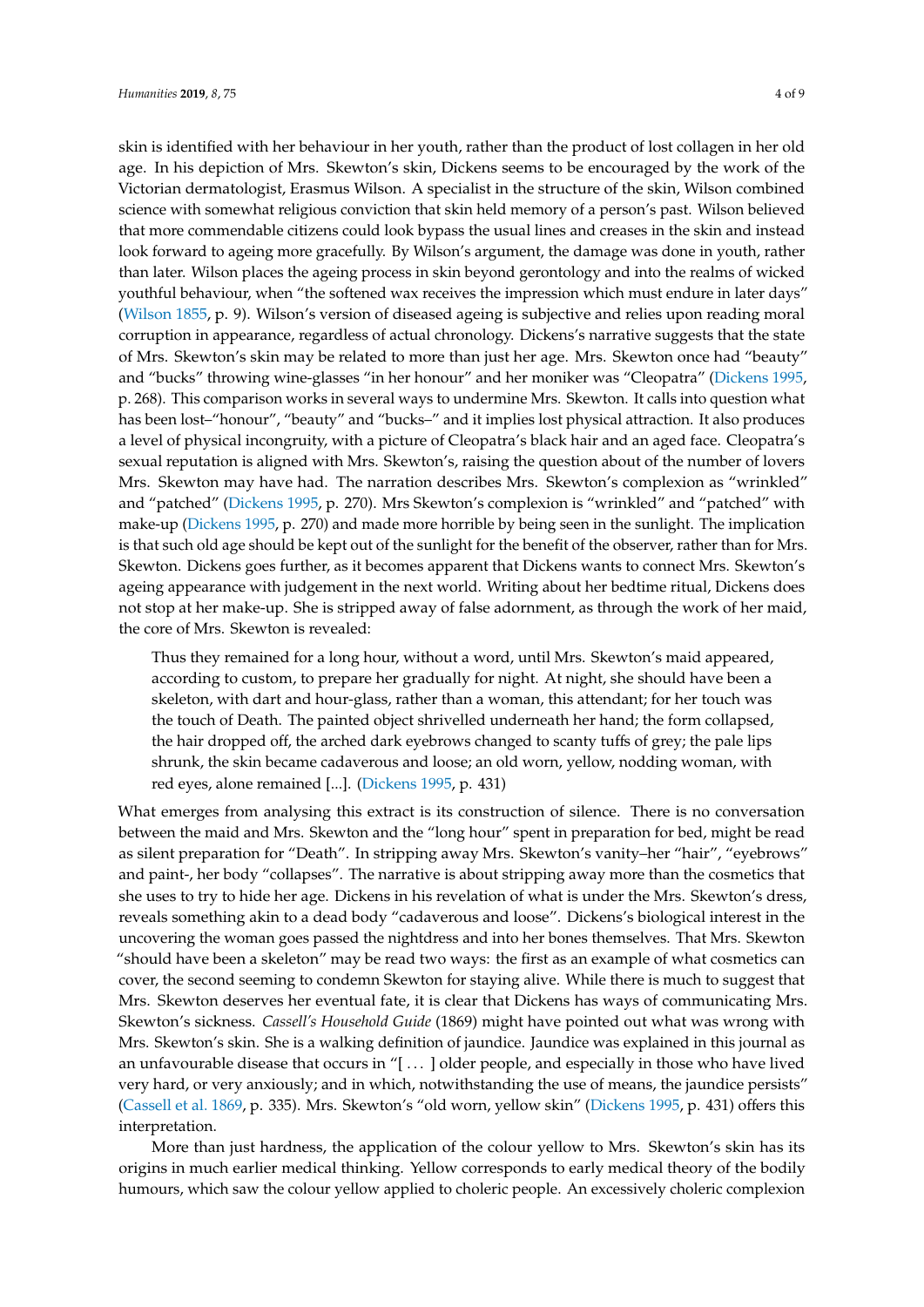skin is identified with her behaviour in her youth, rather than the product of lost collagen in her old age. In his depiction of Mrs. Skewton's skin, Dickens seems to be encouraged by the work of the Victorian dermatologist, Erasmus Wilson. A specialist in the structure of the skin, Wilson combined science with somewhat religious conviction that skin held memory of a person's past. Wilson believed that more commendable citizens could look bypass the usual lines and creases in the skin and instead look forward to ageing more gracefully. By Wilson's argument, the damage was done in youth, rather than later. Wilson places the ageing process in skin beyond gerontology and into the realms of wicked youthful behaviour, when "the softened wax receives the impression which must endure in later days" (Wilson 1855, p. 9). Wilson's version of diseased ageing is subjective and relies upon reading moral corruption in appearance, regardless of actual chronology. Dickens's narrative suggests that the state of Mrs. Skewton's skin may be related to more than just her age. Mrs. Skewton once had "beauty" and "bucks" throwing wine-glasses "in her honour" and her moniker was "Cleopatra" (Dickens 1995, p. 268). This comparison works in several ways to undermine Mrs. Skewton. It calls into question what has been lost–"honour", "beauty" and "bucks–" and it implies lost physical attraction. It also produces a level of physical incongruity, with a picture of Cleopatra's black hair and an aged face. Cleopatra's sexual reputation is aligned with Mrs. Skewton's, raising the question about of the number of lovers Mrs. Skewton may have had. The narration describes Mrs. Skewton's complexion as "wrinkled" and "patched" (Dickens 1995, p. 270). Mrs Skewton's complexion is "wrinkled" and "patched" with make-up (Dickens 1995, p. 270) and made more horrible by being seen in the sunlight. The implication is that such old age should be kept out of the sunlight for the benefit of the observer, rather than for Mrs. Skewton. Dickens goes further, as it becomes apparent that Dickens wants to connect Mrs. Skewton's ageing appearance with judgement in the next world. Writing about her bedtime ritual, Dickens does not stop at her make-up. She is stripped away of false adornment, as through the work of her maid, the core of Mrs. Skewton is revealed:

> Thus they remained for a long hour, without a word, until Mrs. Skewton's maid appeared, according to custom, to prepare her gradually for night. At night, she should have been a skeleton, with dart and hour-glass, rather than a woman, this attendant; for her touch was the touch of Death. The painted object shrivelled underneath her hand; the form collapsed, the hair dropped off, the arched dark eyebrows changed to scanty tufts of grey; the pale lips shrunk, the skin became cadaverous and loose; an old worn, yellow, nodding woman, with red eyes, alone remained [...]. (Dickens 1995, p. 431)

What emerges from analysing this extract is its construction of silence. There is no conversation between the maid and Mrs. Skewton and the "long hour" spent in preparation for bed, might be read as silent preparation for "Death". In stripping away Mrs. Skewton's vanity–her "hair", "eyebrows" and paint-, her body "collapses". The narrative is about stripping away more than the cosmetics that she uses to try to hide her age. Dickens in his revelation of what is under the Mrs. Skewton's dress, reveals something akin to a dead body "cadaverous and loose". Dickens's biological interest in the uncovering the woman goes passed the nightdress and into her bones themselves. That Mrs. Skewton "should have been a skeleton" may be read two ways: the first as an example of what cosmetics can cover, the second seeming to condemn Skewton for staying alive. While there is much to suggest that Mrs. Skewton deserves her eventual fate, it is clear that Dickens has ways of communicating Mrs. Skewton's sickness. *Cassell's Household Guide* (1869) might have pointed out what was wrong with Mrs. Skewton's skin. She is a walking definition of jaundice. Jaundice was explained in this journal as an unfavourable disease that occurs in "[ ... ] older people, and especially in those who have lived very hard, or very anxiously; and in which, notwithstanding the use of means, the jaundice persists" (Cassell et al. 1869, p. 335). Mrs. Skewton's "old worn, yellow skin" (Dickens 1995, p. 431) offers this interpretation.

More than just hardness, the application of the colour yellow to Mrs. Skewton's skin has its origins in much earlier medical thinking. Yellow corresponds to early medical theory of the bodily humours, which saw the colour yellow applied to choleric people. An excessively choleric complexion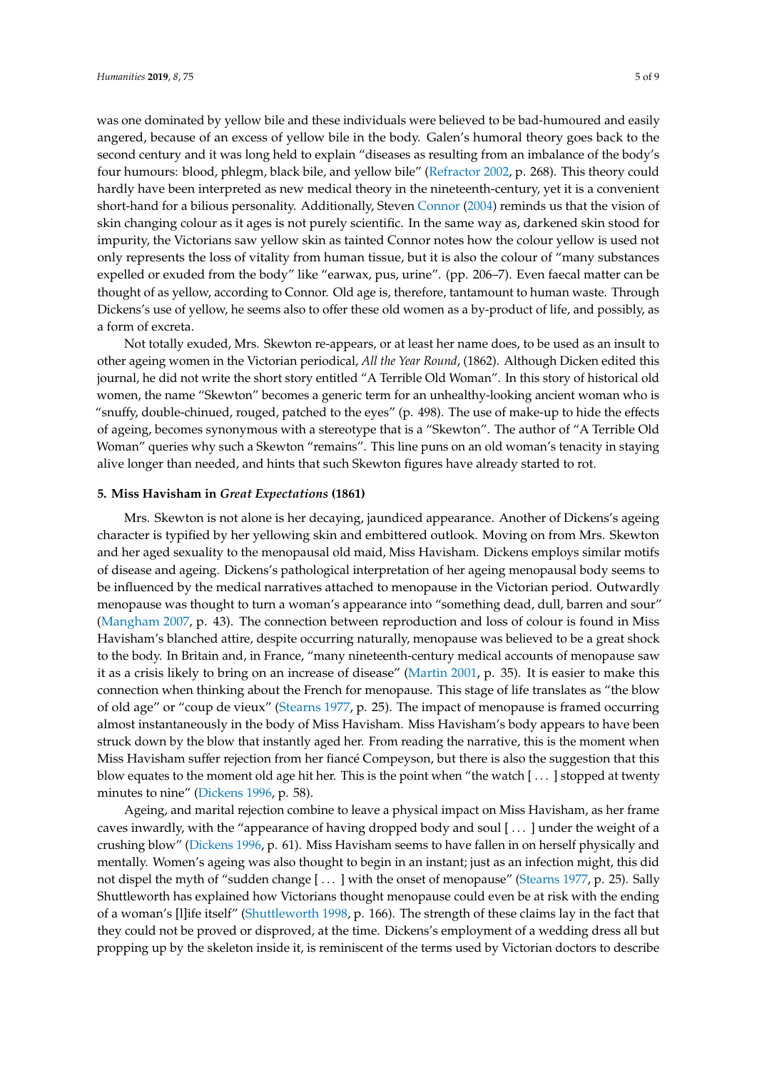was one dominated by yellow bile and these individuals were believed to be bad-humoured and easily angered, because of an excess of yellow bile in the body. Galen's humoral theory goes back to the second century and it was long held to explain "diseases as resulting from an imbalance of the body's four humours: blood, phlegm, black bile, and yellow bile" (Refractor 2002, p. 268). This theory could hardly have been interpreted as new medical theory in the nineteenth-century, yet it is a convenient short-hand for a bilious personality. Additionally, Steven Connor (2004) reminds us that the vision of skin changing colour as it ages is not purely scientific. In the same way as, darkened skin stood for impurity, the Victorians saw yellow skin as tainted Connor notes how the colour yellow is used not only represents the loss of vitality from human tissue, but it is also the colour of "many substances expelled or exuded from the body" like "earwax, pus, urine". (pp. 206–7). Even faecal matter can be thought of as yellow, according to Connor. Old age is, therefore, tantamount to human waste. Through Dickens's use of yellow, he seems also to offer these old women as a by-product of life, and possibly, as a form of excreta.

Not totally exuded, Mrs. Skewton re-appears, or at least her name does, to be used as an insult to other ageing women in the Victorian periodical, *All the Year Round*, (1862). Although Dicken edited this journal, he did not write the short story entitled "A Terrible Old Woman". In this story of historical old women, the name "Skewton" becomes a generic term for an unhealthy-looking ancient woman who is "snuffy, double-chinued, rouged, patched to the eyes" (p. 498). The use of make-up to hide the effects of ageing, becomes synonymous with a stereotype that is a "Skewton". The author of "A Terrible Old Woman" queries why such a Skewton "remains". This line puns on an old woman's tenacity in staying alive longer than needed, and hints that such Skewton figures have already started to rot.

## 5. Miss Havisham in *Great Expectations* (1861)

Mrs. Skewton is not alone is her decaying, jaundiced appearance. Another of Dickens's ageing character is typified by her yellowing skin and embittered outlook. Moving on from Mrs. Skewton and her aged sexuality to the menopausal old maid, Miss Havisham. Dickens employs similar motifs of disease and ageing. Dickens's pathological interpretation of her ageing menopausal body seems to be influenced by the medical narratives attached to menopause in the Victorian period. Outwardly menopause was thought to turn a woman's appearance into "something dead, dull, barren and sour" (Mangham 2007, p. 43). The connection between reproduction and loss of colour is found in Miss Havisham's blanched attire, despite occurring naturally, menopause was believed to be a great shock to the body. In Britain and, in France, "many nineteenth-century medical accounts of menopause saw it as a crisis likely to bring on an increase of disease" (Martin 2001, p. 35). It is easier to make this connection when thinking about the French for menopause. This stage of life translates as "the blow of old age" or "coup de vieux" (Stearns 1977, p. 25). The impact of menopause is framed occurring almost instantaneously in the body of Miss Havisham. Miss Havisham's body appears to have been struck down by the blow that instantly aged her. From reading the narrative, this is the moment when Miss Havisham suffer rejection from her fiancé Compeyson, but there is also the suggestion that this blow equates to the moment old age hit her. This is the point when "the watch [ . . . ] stopped at twenty minutes to nine" (Dickens 1996, p. 58).

Ageing, and marital rejection combine to leave a physical impact on Miss Havisham, as her frame caves inwardly, with the "appearance of having dropped body and soul [ . . . ] under the weight of a crushing blow" (Dickens 1996, p. 61). Miss Havisham seems to have fallen in on herself physically and mentally. Women's ageing was also thought to begin in an instant; just as an infection might, this did not dispel the myth of "sudden change [ . . . ] with the onset of menopause" (Stearns 1977, p. 25). Sally Shuttleworth has explained how Victorians thought menopause could even be at risk with the ending of a woman's [l]ife itself" (Shuttleworth 1998, p. 166). The strength of these claims lay in the fact that they could not be proved or disproved, at the time. Dickens's employment of a wedding dress all but propping up by the skeleton inside it, is reminiscent of the terms used by Victorian doctors to describe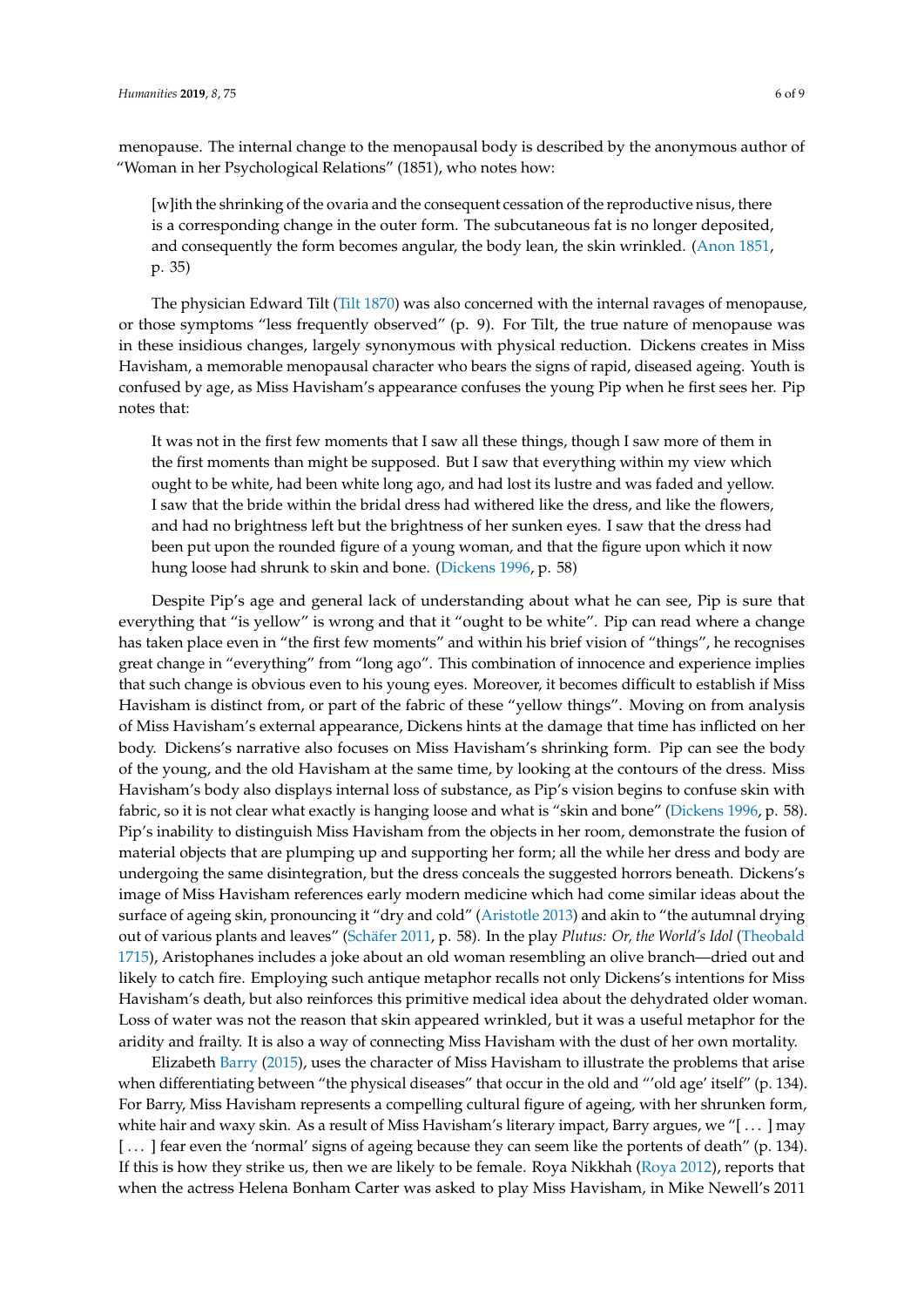menopause. The internal change to the menopausal body is described by the anonymous author of "Woman in her Psychological Relations" (1851), who notes how:

> [w]ith the shrinking of the ovaria and the consequent cessation of the reproductive nisus, there is a corresponding change in the outer form. The subcutaneous fat is no longer deposited, and consequently the form becomes angular, the body lean, the skin wrinkled. (Anon 1851, p. 35)

The physician Edward Tilt (Tilt 1870) was also concerned with the internal ravages of menopause, or those symptoms "less frequently observed" (p. 9). For Tilt, the true nature of menopause was in these insidious changes, largely synonymous with physical reduction. Dickens creates in Miss Havisham, a memorable menopausal character who bears the signs of rapid, diseased ageing. Youth is confused by age, as Miss Havisham's appearance confuses the young Pip when he first sees her. Pip notes that:

> It was not in the first few moments that I saw all these things, though I saw more of them in the first moments than might be supposed. But I saw that everything within my view which ought to be white, had been white long ago, and had lost its lustre and was faded and yellow. I saw that the bride within the bridal dress had withered like the dress, and like the flowers, and had no brightness left but the brightness of her sunken eyes. I saw that the dress had been put upon the rounded figure of a young woman, and that the figure upon which it now hung loose had shrunk to skin and bone. (Dickens 1996, p. 58)

Despite Pip's age and general lack of understanding about what he can see, Pip is sure that everything that "is yellow" is wrong and that it "ought to be white". Pip can read where a change has taken place even in "the first few moments" and within his brief vision of "things", he recognises great change in "everything" from "long ago". This combination of innocence and experience implies that such change is obvious even to his young eyes. Moreover, it becomes difficult to establish if Miss Havisham is distinct from, or part of the fabric of these "yellow things". Moving on from analysis of Miss Havisham's external appearance, Dickens hints at the damage that time has inflicted on her body. Dickens's narrative also focuses on Miss Havisham's shrinking form. Pip can see the body of the young, and the old Havisham at the same time, by looking at the contours of the dress. Miss Havisham's body also displays internal loss of substance, as Pip's vision begins to confuse skin with fabric, so it is not clear what exactly is hanging loose and what is "skin and bone" (Dickens 1996, p. 58). Pip's inability to distinguish Miss Havisham from the objects in her room, demonstrate the fusion of material objects that are plumping up and supporting her form; all the while her dress and body are undergoing the same disintegration, but the dress conceals the suggested horrors beneath. Dickens's image of Miss Havisham references early modern medicine which had come similar ideas about the surface of ageing skin, pronouncing it "dry and cold" (Aristotle 2013) and akin to "the autumnal drying out of various plants and leaves" (Schäfer 2011, p. 58). In the play *Plutus: Or, the World's Idol* (Theobald 1715), Aristophanes includes a joke about an old woman resembling an olive branch—dried out and likely to catch fire. Employing such antique metaphor recalls not only Dickens's intentions for Miss Havisham's death, but also reinforces this primitive medical idea about the dehydrated older woman. Loss of water was not the reason that skin appeared wrinkled, but it was a useful metaphor for the aridity and frailty. It is also a way of connecting Miss Havisham with the dust of her own mortality.

Elizabeth Barry (2015), uses the character of Miss Havisham to illustrate the problems that arise when differentiating between "the physical diseases" that occur in the old and "'old age' itself" (p. 134). For Barry, Miss Havisham represents a compelling cultural figure of ageing, with her shrunken form, white hair and waxy skin. As a result of Miss Havisham's literary impact, Barry argues, we "[ . . . ] may [ . . . ] fear even the 'normal' signs of ageing because they can seem like the portents of death" (p. 134). If this is how they strike us, then we are likely to be female. Roya Nikkhah (Roya 2012), reports that when the actress Helena Bonham Carter was asked to play Miss Havisham, in Mike Newell's 2011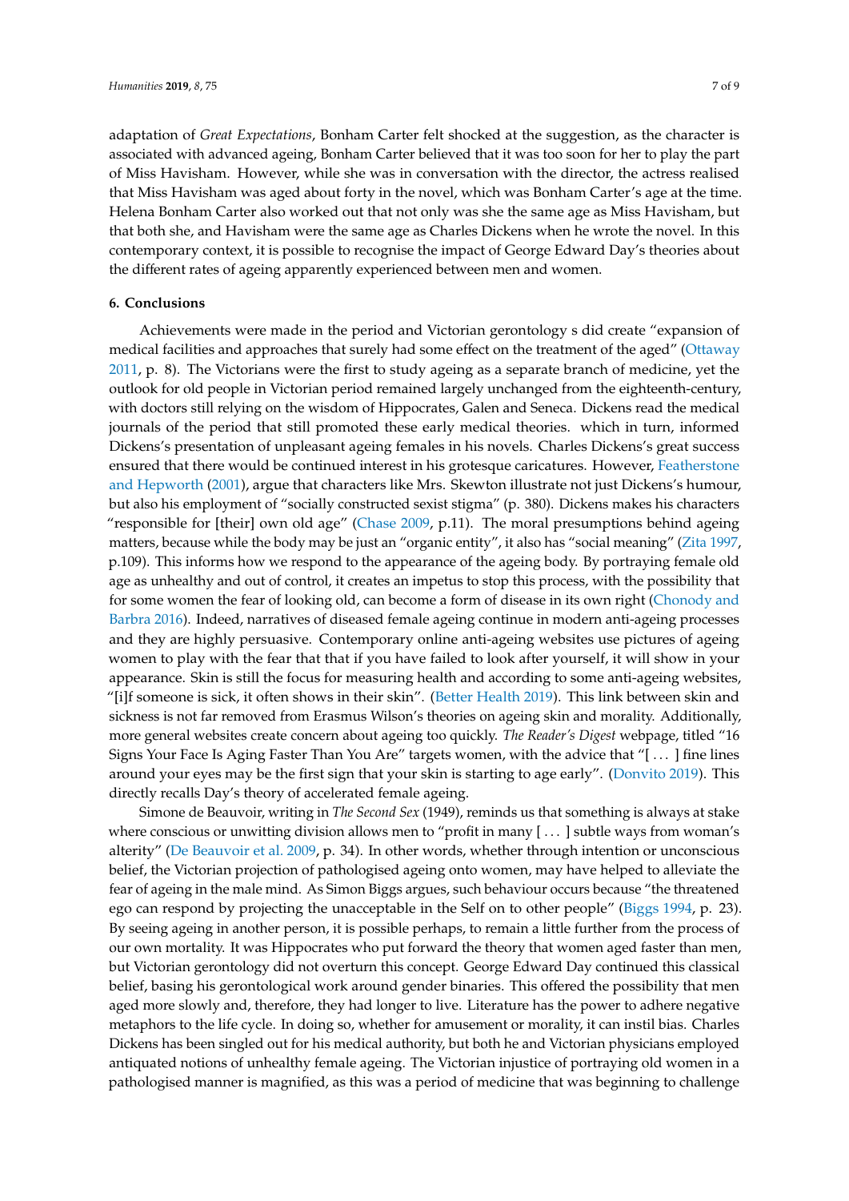adaptation of *Great Expectations*, Bonham Carter felt shocked at the suggestion, as the character is associated with advanced ageing, Bonham Carter believed that it was too soon for her to play the part of Miss Havisham. However, while she was in conversation with the director, the actress realised that Miss Havisham was aged about forty in the novel, which was Bonham Carter's age at the time. Helena Bonham Carter also worked out that not only was she the same age as Miss Havisham, but that both she, and Havisham were the same age as Charles Dickens when he wrote the novel. In this contemporary context, it is possible to recognise the impact of George Edward Day's theories about the different rates of ageing apparently experienced between men and women.

## 6. Conclusions

Achievements were made in the period and Victorian gerontology s did create "expansion of medical facilities and approaches that surely had some effect on the treatment of the aged" (Ottaway 2011, p. 8). The Victorians were the first to study ageing as a separate branch of medicine, yet the outlook for old people in Victorian period remained largely unchanged from the eighteenth-century, with doctors still relying on the wisdom of Hippocrates, Galen and Seneca. Dickens read the medical journals of the period that still promoted these early medical theories. which in turn, informed Dickens's presentation of unpleasant ageing females in his novels. Charles Dickens's great success ensured that there would be continued interest in his grotesque caricatures. However, Featherstone and Hepworth (2001), argue that characters like Mrs. Skewton illustrate not just Dickens's humour, but also his employment of "socially constructed sexist stigma" (p. 380). Dickens makes his characters "responsible for [their] own old age" (Chase 2009, p.11). The moral presumptions behind ageing matters, because while the body may be just an "organic entity", it also has "social meaning" (Zita 1997, p.109). This informs how we respond to the appearance of the ageing body. By portraying female old age as unhealthy and out of control, it creates an impetus to stop this process, with the possibility that for some women the fear of looking old, can become a form of disease in its own right (Chonody and Barbra 2016). Indeed, narratives of diseased female ageing continue in modern anti-ageing processes and they are highly persuasive. Contemporary online anti-ageing websites use pictures of ageing women to play with the fear that that if you have failed to look after yourself, it will show in your appearance. Skin is still the focus for measuring health and according to some anti-ageing websites, "[i]f someone is sick, it often shows in their skin". (Better Health 2019). This link between skin and sickness is not far removed from Erasmus Wilson's theories on ageing skin and morality. Additionally, more general websites create concern about ageing too quickly. *The Reader's Digest* webpage, titled "16 Signs Your Face Is Aging Faster Than You Are" targets women, with the advice that "[ . . . ] fine lines around your eyes may be the first sign that your skin is starting to age early". (Donvito 2019). This directly recalls Day's theory of accelerated female ageing.

Simone de Beauvoir, writing in *The Second Sex* (1949), reminds us that something is always at stake where conscious or unwitting division allows men to "profit in many [ . . . ] subtle ways from woman's alterity" (De Beauvoir et al. 2009, p. 34). In other words, whether through intention or unconscious belief, the Victorian projection of pathologised ageing onto women, may have helped to alleviate the fear of ageing in the male mind. As Simon Biggs argues, such behaviour occurs because "the threatened ego can respond by projecting the unacceptable in the Self on to other people" (Biggs 1994, p. 23). By seeing ageing in another person, it is possible perhaps, to remain a little further from the process of our own mortality. It was Hippocrates who put forward the theory that women aged faster than men, but Victorian gerontology did not overturn this concept. George Edward Day continued this classical belief, basing his gerontological work around gender binaries. This offered the possibility that men aged more slowly and, therefore, they had longer to live. Literature has the power to adhere negative metaphors to the life cycle. In doing so, whether for amusement or morality, it can instil bias. Charles Dickens has been singled out for his medical authority, but both he and Victorian physicians employed antiquated notions of unhealthy female ageing. The Victorian injustice of portraying old women in a pathologised manner is magnified, as this was a period of medicine that was beginning to challenge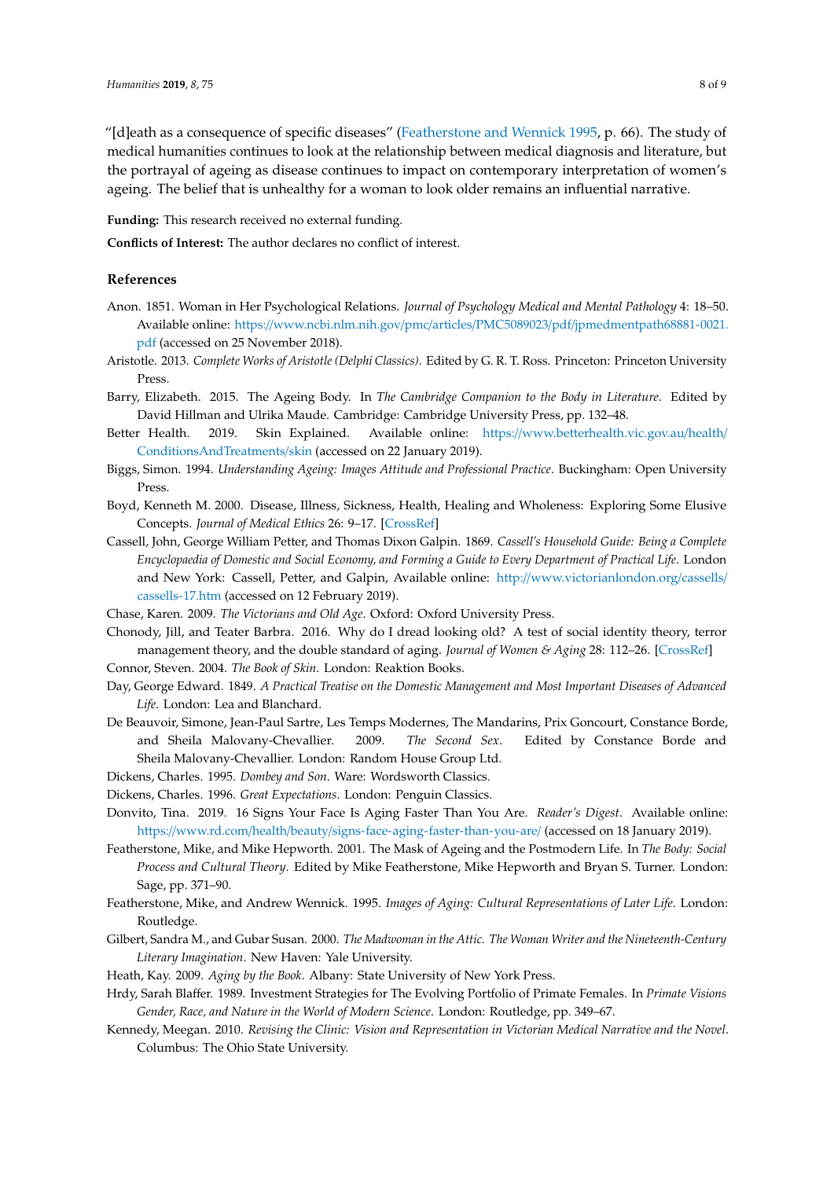"[d]eath as a consequence of specific diseases" (Featherstone and Wennick 1995, p. 66). The study of medical humanities continues to look at the relationship between medical diagnosis and literature, but the portrayal of ageing as disease continues to impact on contemporary interpretation of women's ageing. The belief that is unhealthy for a woman to look older remains an influential narrative.

**Funding:** This research received no external funding.

**Conflicts of Interest:** The author declares no conflict of interest.

## References

Anon. 1851. Woman in Her Psychological Relations. *Journal of Psychology Medical and Mental Pathology* 4: 18–50. Available online: https://www.ncbi.nlm.nih.gov/pmc/articles/PMC5089023/pdf/jpmedmentpath68881-0021.pdf (accessed on 25 November 2018).

Aristotle. 2013. *Complete Works of Aristotle (Delphi Classics)*. Edited by G. R. T. Ross. Princeton: Princeton University Press.

Barry, Elizabeth. 2015. The Ageing Body. In *The Cambridge Companion to the Body in Literature*. Edited by David Hillman and Ulrika Maude. Cambridge: Cambridge University Press, pp. 132–48.

Better Health. 2019. Skin Explained. Available online: https://www.betterhealth.vic.gov.au/health/ConditionsAndTreatments/skin (accessed on 22 January 2019).

Biggs, Simon. 1994. *Understanding Ageing: Images Attitude and Professional Practice*. Buckingham: Open University Press.

Boyd, Kenneth M. 2000. Disease, Illness, Sickness, Health, Healing and Wholeness: Exploring Some Elusive Concepts. *Journal of Medical Ethics* 26: 9–17. [CrossRef]

Cassell, John, George William Petter, and Thomas Dixon Galpin. 1869. *Cassell's Household Guide: Being a Complete Encyclopaedia of Domestic and Social Economy, and Forming a Guide to Every Department of Practical Life*. London and New York: Cassell, Petter, and Galpin, Available online: http://www.victorianlondon.org/cassells/cassells-17.htm (accessed on 12 February 2019).

Chase, Karen. 2009. *The Victorians and Old Age*. Oxford: Oxford University Press.

Chonody, Jill, and Teater Barbra. 2016. Why do I dread looking old? A test of social identity theory, terror management theory, and the double standard of aging. *Journal of Women & Aging* 28: 112–26. [CrossRef]

Connor, Steven. 2004. *The Book of Skin*. London: Reaktion Books.

Day, George Edward. 1849. *A Practical Treatise on the Domestic Management and Most Important Diseases of Advanced Life*. London: Lea and Blanchard.

De Beauvoir, Simone, Jean-Paul Sartre, Les Temps Modernes, The Mandarins, Prix Goncourt, Constance Borde, and Sheila Malovany-Chevallier. 2009. *The Second Sex*. Edited by Constance Borde and Sheila Malovany-Chevallier. London: Random House Group Ltd.

Dickens, Charles. 1995. *Dombey and Son*. Ware: Wordsworth Classics.

Dickens, Charles. 1996. *Great Expectations*. London: Penguin Classics.

Donvito, Tina. 2019. 16 Signs Your Face Is Aging Faster Than You Are. *Reader's Digest*. Available online: https://www.rd.com/health/beauty/signs-face-aging-faster-than-you-are/ (accessed on 18 January 2019).

Featherstone, Mike, and Mike Hepworth. 2001. The Mask of Ageing and the Postmodern Life. In *The Body: Social Process and Cultural Theory*. Edited by Mike Featherstone, Mike Hepworth and Bryan S. Turner. London: Sage, pp. 371–90.

Featherstone, Mike, and Andrew Wennick. 1995. *Images of Aging: Cultural Representations of Later Life*. London: Routledge.

Gilbert, Sandra M., and Gubar Susan. 2000. *The Madwoman in the Attic. The Woman Writer and the Nineteenth-Century Literary Imagination*. New Haven: Yale University.

Heath, Kay. 2009. *Aging by the Book*. Albany: State University of New York Press.

Hrdy, Sarah Blaffer. 1989. Investment Strategies for The Evolving Portfolio of Primate Females. In *Primate Visions Gender, Race, and Nature in the World of Modern Science*. London: Routledge, pp. 349–67.

Kennedy, Meegan. 2010. *Revising the Clinic: Vision and Representation in Victorian Medical Narrative and the Novel*. Columbus: The Ohio State University.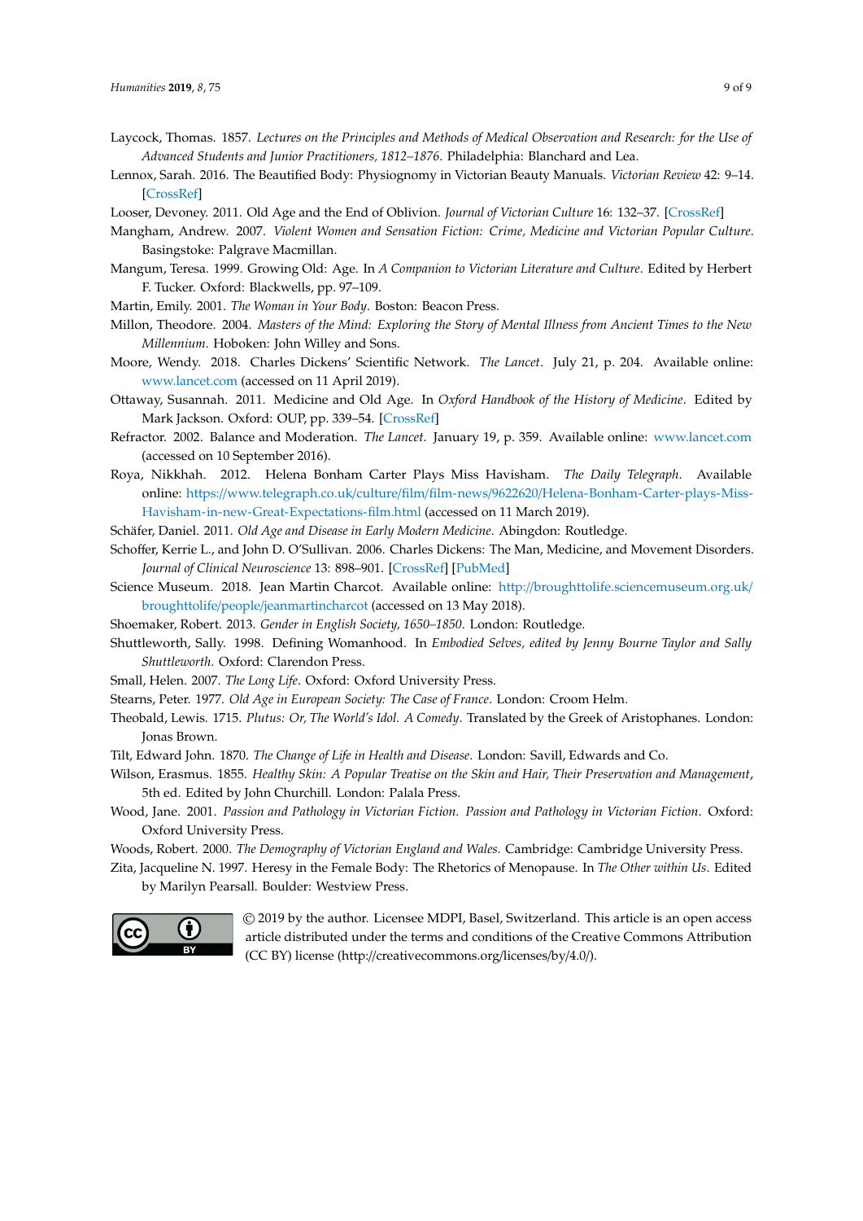Laycock, Thomas. 1857. *Lectures on the Principles and Methods of Medical Observation and Research: for the Use of Advanced Students and Junior Practitioners, 1812–1876*. Philadelphia: Blanchard and Lea.

Lennox, Sarah. 2016. The Beautified Body: Physiognomy in Victorian Beauty Manuals. *Victorian Review* 42: 9–14. [CrossRef]

Looser, Devoney. 2011. Old Age and the End of Oblivion. *Journal of Victorian Culture* 16: 132–37. [CrossRef]

Mangham, Andrew. 2007. *Violent Women and Sensation Fiction: Crime, Medicine and Victorian Popular Culture*. Basingstoke: Palgrave Macmillan.

Mangum, Teresa. 1999. Growing Old: Age. In *A Companion to Victorian Literature and Culture*. Edited by Herbert F. Tucker. Oxford: Blackwells, pp. 97–109.

Martin, Emily. 2001. *The Woman in Your Body*. Boston: Beacon Press.

Millon, Theodore. 2004. *Masters of the Mind: Exploring the Story of Mental Illness from Ancient Times to the New Millennium*. Hoboken: John Willey and Sons.

Moore, Wendy. 2018. Charles Dickens' Scientific Network. *The Lancet*. July 21, p. 204. Available online: www.lancet.com (accessed on 11 April 2019).

Ottaway, Susannah. 2011. Medicine and Old Age. In *Oxford Handbook of the History of Medicine*. Edited by Mark Jackson. Oxford: OUP, pp. 339–54. [CrossRef]

Refractor. 2002. Balance and Moderation. *The Lancet*. January 19, p. 359. Available online: www.lancet.com (accessed on 10 September 2016).

Roya, Nikkhah. 2012. Helena Bonham Carter Plays Miss Havisham. *The Daily Telegraph*. Available online: https://www.telegraph.co.uk/culture/film/film-news/9622620/Helena-Bonham-Carter-plays-Miss-Havisham-in-new-Great-Expectations-film.html (accessed on 11 March 2019).

Schäfer, Daniel. 2011. *Old Age and Disease in Early Modern Medicine*. Abingdon: Routledge.

Schoffer, Kerrie L., and John D. O'Sullivan. 2006. Charles Dickens: The Man, Medicine, and Movement Disorders. *Journal of Clinical Neuroscience* 13: 898–901. [CrossRef] [PubMed]

Science Museum. 2018. Jean Martin Charcot. Available online: http://broughttolife.sciencemuseum.org.uk/broughttolife/people/jeanmartincharcot (accessed on 13 May 2018).

Shoemaker, Robert. 2013. *Gender in English Society, 1650–1850*. London: Routledge.

Shuttleworth, Sally. 1998. Defining Womanhood. In *Embodied Selves, edited by Jenny Bourne Taylor and Sally Shuttleworth*. Oxford: Clarendon Press.

Small, Helen. 2007. *The Long Life*. Oxford: Oxford University Press.

Stearns, Peter. 1977. *Old Age in European Society: The Case of France*. London: Croom Helm.

Theobald, Lewis. 1715. *Plutus: Or, The World's Idol. A Comedy*. Translated by the Greek of Aristophanes. London: Jonas Brown.

Tilt, Edward John. 1870. *The Change of Life in Health and Disease*. London: Savill, Edwards and Co.

Wilson, Erasmus. 1855. *Healthy Skin: A Popular Treatise on the Skin and Hair, Their Preservation and Management*, 5th ed. Edited by John Churchill. London: Palala Press.

Wood, Jane. 2001. *Passion and Pathology in Victorian Fiction. Passion and Pathology in Victorian Fiction*. Oxford: Oxford University Press.

Woods, Robert. 2000. *The Demography of Victorian England and Wales*. Cambridge: Cambridge University Press.

Zita, Jacqueline N. 1997. Heresy in the Female Body: The Rhetorics of Menopause. In *The Other within Us*. Edited by Marilyn Pearsall. Boulder: Westview Press.

© 2019 by the author. Licensee MDPI, Basel, Switzerland. This article is an open access article distributed under the terms and conditions of the Creative Commons Attribution (CC BY) license (http://creativecommons.org/licenses/by/4.0/).